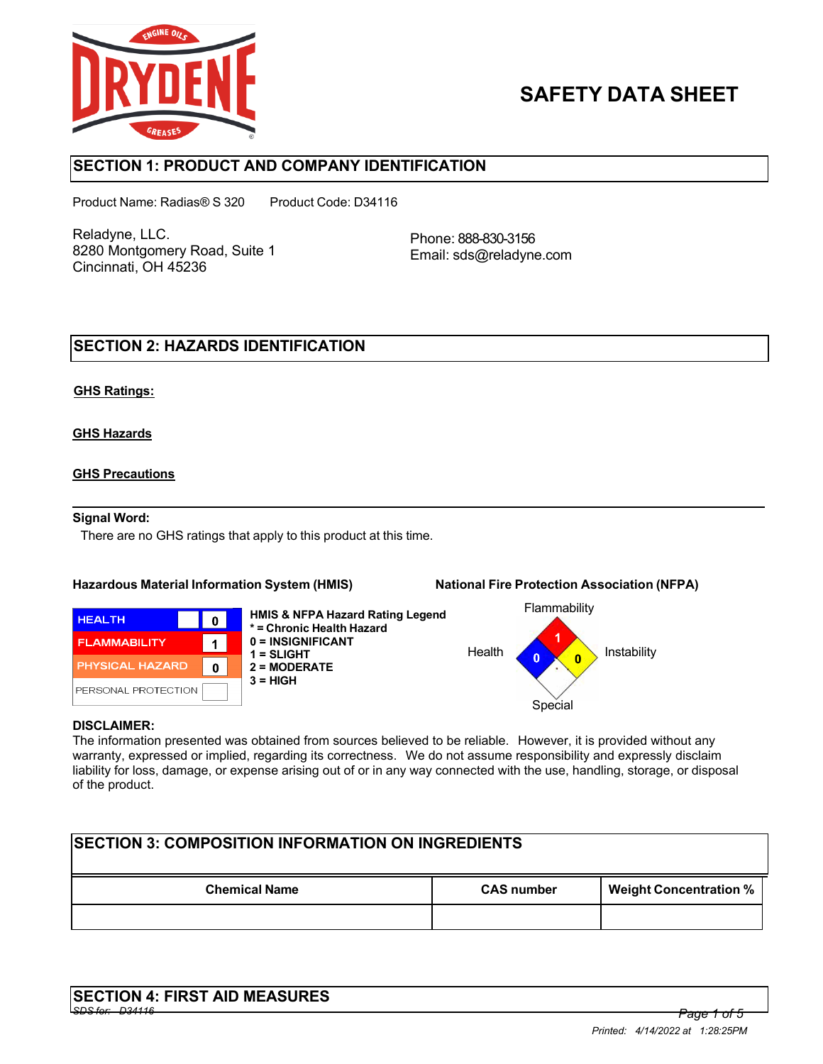# SAFETY DATA SHEET

## SECTION 1: PRODUCT AND COMPANY IDENTIFICATION

Product Name: Radias® S 320    Product Code: D34116

Reladyne, LLC.
8280 Montgomery Road, Suite 1
Cincinnati, OH 45236

Phone: 888-830-3156
Email: sds@reladyne.com

## SECTION 2: HAZARDS IDENTIFICATION

**GHS Ratings:**

**GHS Hazards**

**GHS Precautions**

**Signal Word:**
There are no GHS ratings that apply to this product at this time.

**Hazardous Material Information System (HMIS)**

| | |
|---|---|
| HEALTH | 0 |
| FLAMMABILITY | 1 |
| PHYSICAL HAZARD | 0 |
| PERSONAL PROTECTION | |

**HMIS & NFPA Hazard Rating Legend**
**\* = Chronic Health Hazard**
**0 = INSIGNIFICANT**
**1 = SLIGHT**
**2 = MODERATE**
**3 = HIGH**

**National Fire Protection Association (NFPA)**

Flammability: 1
Health: 0
Instability: 0
Special:

**DISCLAIMER:**
The information presented was obtained from sources believed to be reliable. However, it is provided without any warranty, expressed or implied, regarding its correctness. We do not assume responsibility and expressly disclaim liability for loss, damage, or expense arising out of or in any way connected with the use, handling, storage, or disposal of the product.

## SECTION 3: COMPOSITION INFORMATION ON INGREDIENTS

| Chemical Name | CAS number | Weight Concentration % |
|---|---|---|
| | | |

## SECTION 4: FIRST AID MEASURES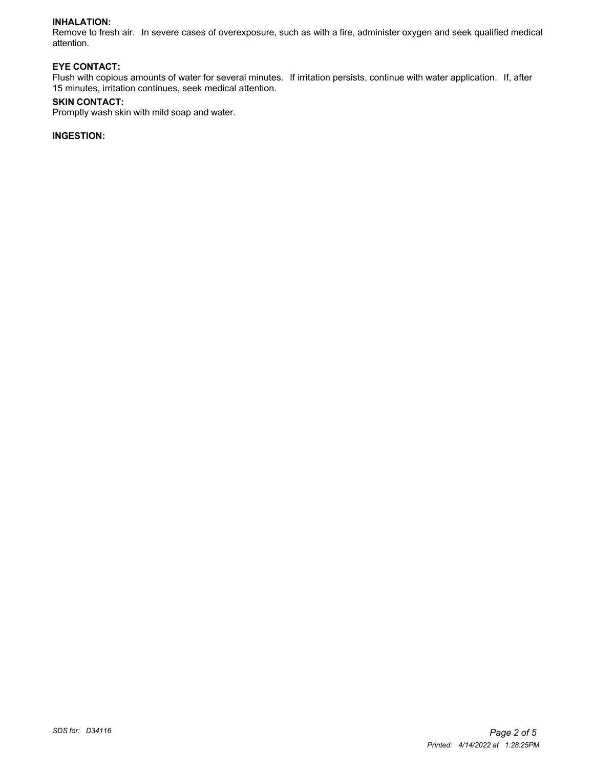**INHALATION:**

Remove to fresh air. In severe cases of overexposure, such as with a fire, administer oxygen and seek qualified medical attention.

**EYE CONTACT:**

Flush with copious amounts of water for several minutes. If irritation persists, continue with water application. If, after 15 minutes, irritation continues, seek medical attention.

**SKIN CONTACT:**

Promptly wash skin with mild soap and water.

**INGESTION:**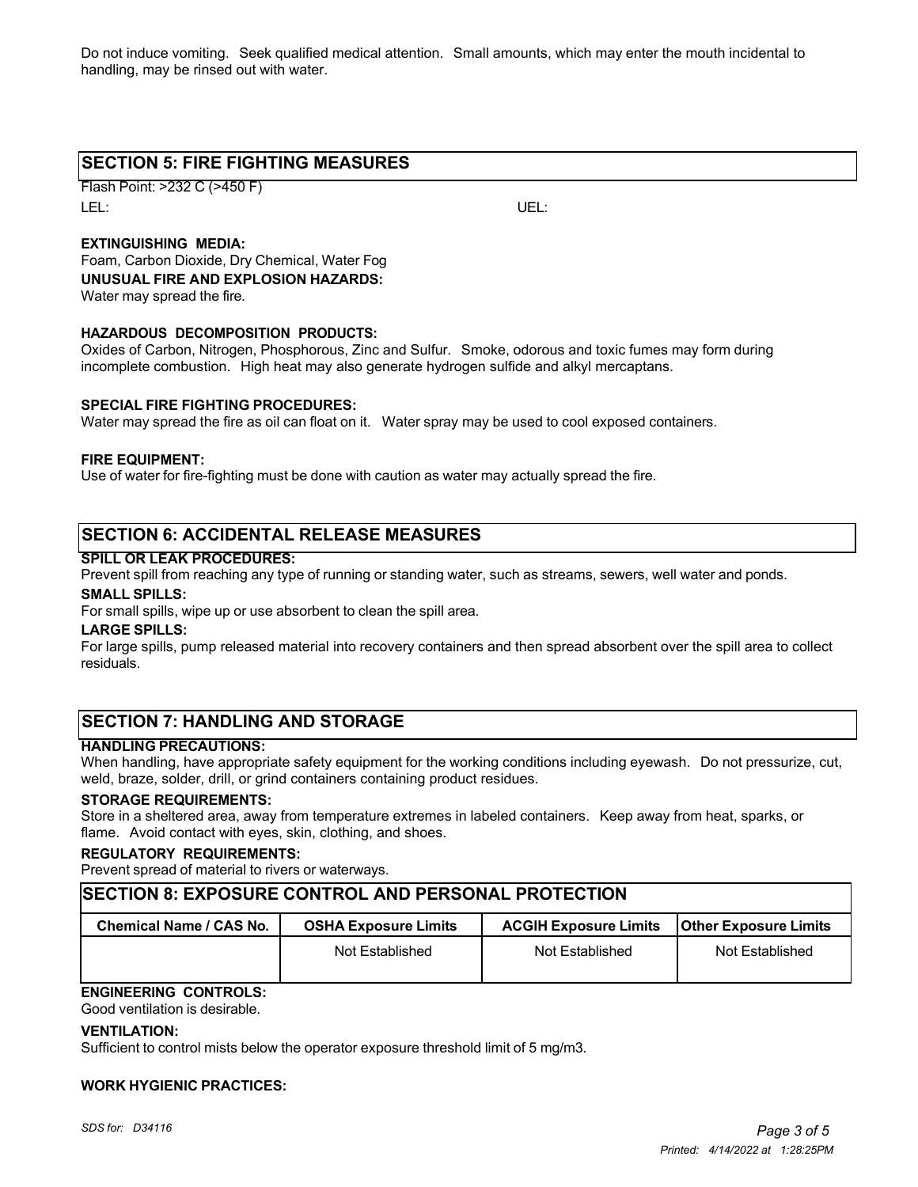Do not induce vomiting. Seek qualified medical attention. Small amounts, which may enter the mouth incidental to handling, may be rinsed out with water.

## SECTION 5: FIRE FIGHTING MEASURES

Flash Point: >232 C (>450 F)

LEL: UEL:

**EXTINGUISHING MEDIA:**

Foam, Carbon Dioxide, Dry Chemical, Water Fog

**UNUSUAL FIRE AND EXPLOSION HAZARDS:**

Water may spread the fire.

**HAZARDOUS DECOMPOSITION PRODUCTS:**

Oxides of Carbon, Nitrogen, Phosphorous, Zinc and Sulfur. Smoke, odorous and toxic fumes may form during incomplete combustion. High heat may also generate hydrogen sulfide and alkyl mercaptans.

**SPECIAL FIRE FIGHTING PROCEDURES:**

Water may spread the fire as oil can float on it. Water spray may be used to cool exposed containers.

**FIRE EQUIPMENT:**

Use of water for fire-fighting must be done with caution as water may actually spread the fire.

## SECTION 6: ACCIDENTAL RELEASE MEASURES

**SPILL OR LEAK PROCEDURES:**

Prevent spill from reaching any type of running or standing water, such as streams, sewers, well water and ponds.

**SMALL SPILLS:**

For small spills, wipe up or use absorbent to clean the spill area.

**LARGE SPILLS:**

For large spills, pump released material into recovery containers and then spread absorbent over the spill area to collect residuals.

## SECTION 7: HANDLING AND STORAGE

**HANDLING PRECAUTIONS:**

When handling, have appropriate safety equipment for the working conditions including eyewash. Do not pressurize, cut, weld, braze, solder, drill, or grind containers containing product residues.

**STORAGE REQUIREMENTS:**

Store in a sheltered area, away from temperature extremes in labeled containers. Keep away from heat, sparks, or flame. Avoid contact with eyes, skin, clothing, and shoes.

**REGULATORY REQUIREMENTS:**

Prevent spread of material to rivers or waterways.

## SECTION 8: EXPOSURE CONTROL AND PERSONAL PROTECTION

| Chemical Name / CAS No. | OSHA Exposure Limits | ACGIH Exposure Limits | Other Exposure Limits |
|---|---|---|---|
| | Not Established | Not Established | Not Established |

**ENGINEERING CONTROLS:**

Good ventilation is desirable.

**VENTILATION:**

Sufficient to control mists below the operator exposure threshold limit of 5 mg/m3.

**WORK HYGIENIC PRACTICES:**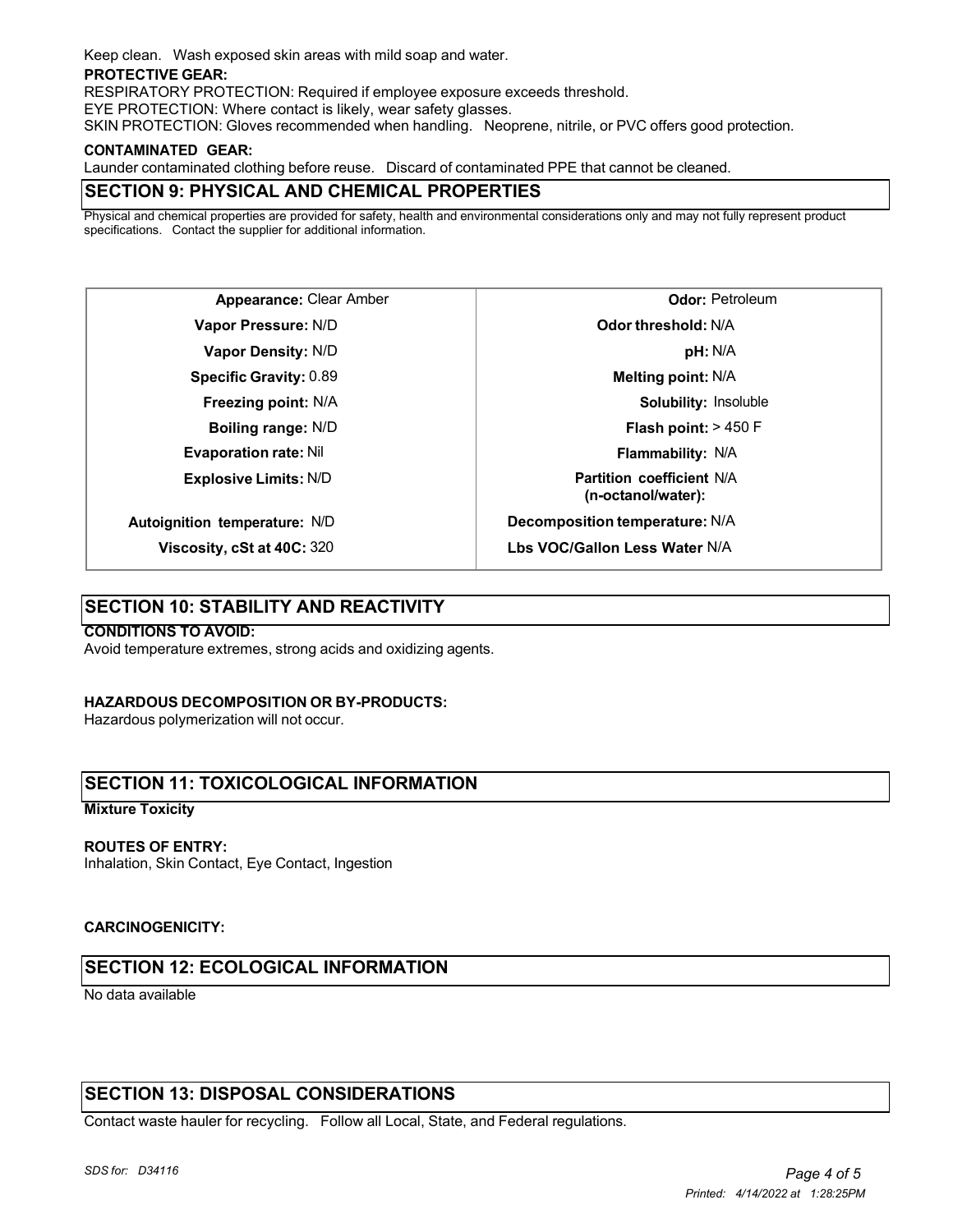Keep clean. Wash exposed skin areas with mild soap and water.

**PROTECTIVE GEAR:**

RESPIRATORY PROTECTION: Required if employee exposure exceeds threshold.

EYE PROTECTION: Where contact is likely, wear safety glasses.

SKIN PROTECTION: Gloves recommended when handling. Neoprene, nitrile, or PVC offers good protection.

**CONTAMINATED GEAR:**

Launder contaminated clothing before reuse. Discard of contaminated PPE that cannot be cleaned.

## SECTION 9: PHYSICAL AND CHEMICAL PROPERTIES

Physical and chemical properties are provided for safety, health and environmental considerations only and may not fully represent product specifications. Contact the supplier for additional information.

| | |
|---|---|
| **Appearance:** Clear Amber | **Odor:** Petroleum |
| **Vapor Pressure:** N/D | **Odor threshold:** N/A |
| **Vapor Density:** N/D | **pH:** N/A |
| **Specific Gravity:** 0.89 | **Melting point:** N/A |
| **Freezing point:** N/A | **Solubility:** Insoluble |
| **Boiling range:** N/D | **Flash point:** > 450 F |
| **Evaporation rate:** Nil | **Flammability:** N/A |
| **Explosive Limits:** N/D | **Partition coefficient (n-octanol/water):** N/A |
| **Autoignition temperature:** N/D | **Decomposition temperature:** N/A |
| **Viscosity, cSt at 40C:** 320 | **Lbs VOC/Gallon Less Water** N/A |

## SECTION 10: STABILITY AND REACTIVITY

**CONDITIONS TO AVOID:**

Avoid temperature extremes, strong acids and oxidizing agents.

**HAZARDOUS DECOMPOSITION OR BY-PRODUCTS:**

Hazardous polymerization will not occur.

## SECTION 11: TOXICOLOGICAL INFORMATION

**Mixture Toxicity**

**ROUTES OF ENTRY:**

Inhalation, Skin Contact, Eye Contact, Ingestion

**CARCINOGENICITY:**

## SECTION 12: ECOLOGICAL INFORMATION

No data available

## SECTION 13: DISPOSAL CONSIDERATIONS

Contact waste hauler for recycling. Follow all Local, State, and Federal regulations.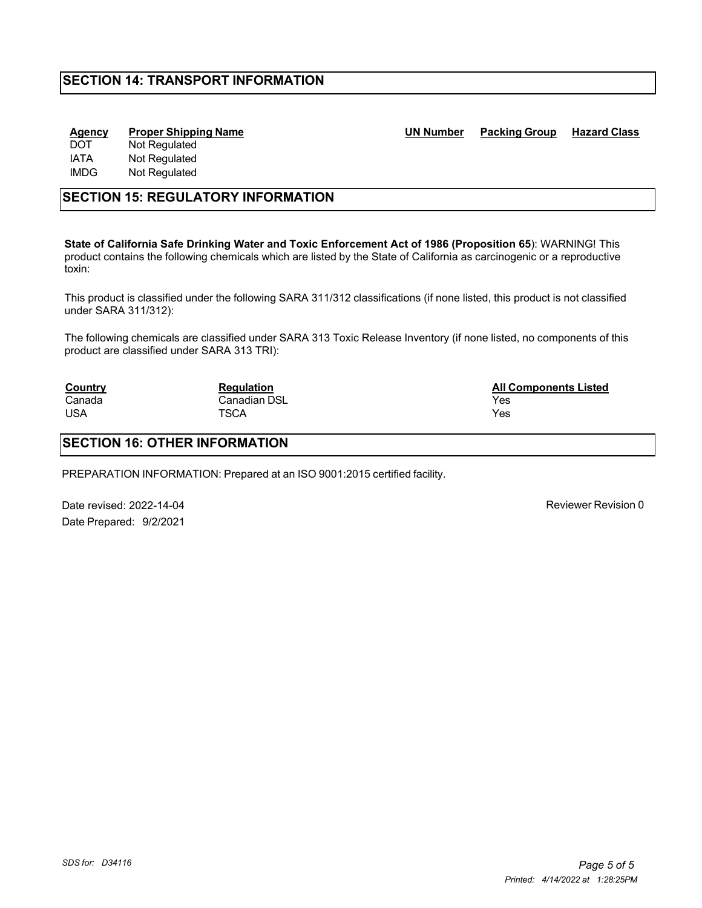## SECTION 14: TRANSPORT INFORMATION

| Agency | Proper Shipping Name | UN Number | Packing Group | Hazard Class |
|---|---|---|---|---|
| DOT | Not Regulated | | | |
| IATA | Not Regulated | | | |
| IMDG | Not Regulated | | | |

## SECTION 15: REGULATORY INFORMATION

**State of California Safe Drinking Water and Toxic Enforcement Act of 1986 (Proposition 65**): WARNING! This product contains the following chemicals which are listed by the State of California as carcinogenic or a reproductive toxin:

This product is classified under the following SARA 311/312 classifications (if none listed, this product is not classified under SARA 311/312):

The following chemicals are classified under SARA 313 Toxic Release Inventory (if none listed, no components of this product are classified under SARA 313 TRI):

| Country | Regulation | All Components Listed |
|---|---|---|
| Canada | Canadian DSL | Yes |
| USA | TSCA | Yes |

## SECTION 16: OTHER INFORMATION

PREPARATION INFORMATION: Prepared at an ISO 9001:2015 certified facility.

Date revised: 2022-14-04

Reviewer Revision 0

Date Prepared: 9/2/2021

*SDS for: D34116*

*Printed: 4/14/2022 at 1:28:25PM*